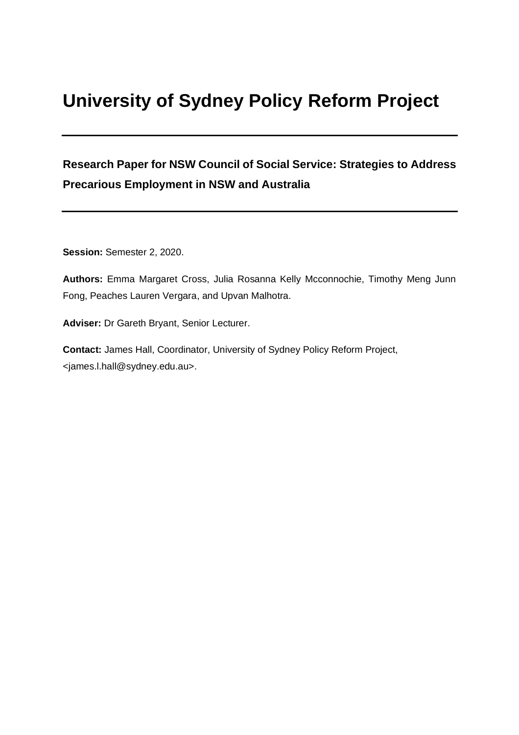# University of Sydney Policy Reform Project

---

## Research Paper for NSW Council of Social Service: Strategies to Address Precarious Employment in NSW and Australia

---

**Session:** Semester 2, 2020.

**Authors:** Emma Margaret Cross, Julia Rosanna Kelly Mcconnochie, Timothy Meng Junn Fong, Peaches Lauren Vergara, and Upvan Malhotra.

**Adviser:** Dr Gareth Bryant, Senior Lecturer.

**Contact:** James Hall, Coordinator, University of Sydney Policy Reform Project, <james.l.hall@sydney.edu.au>.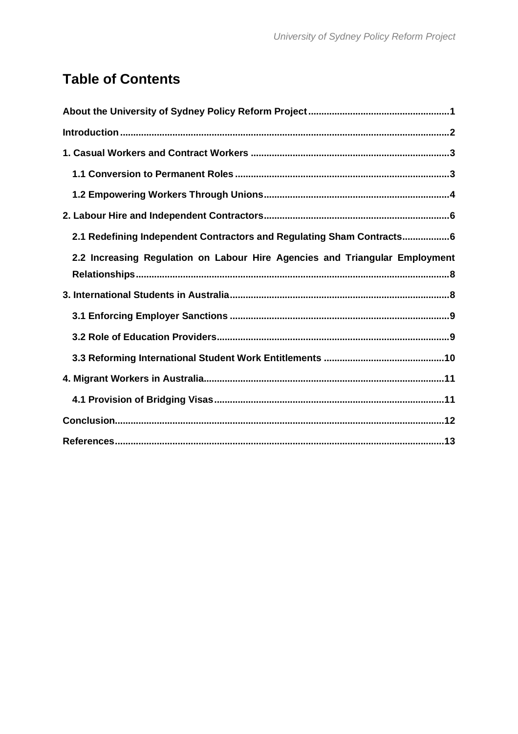# Table of Contents

- About the University of Sydney Policy Reform Project....1
- Introduction....2
- 1. Casual Workers and Contract Workers....3
  - 1.1 Conversion to Permanent Roles....3
  - 1.2 Empowering Workers Through Unions....4
- 2. Labour Hire and Independent Contractors....6
  - 2.1 Redefining Independent Contractors and Regulating Sham Contracts....6
  - 2.2 Increasing Regulation on Labour Hire Agencies and Triangular Employment Relationships....8
- 3. International Students in Australia....8
  - 3.1 Enforcing Employer Sanctions....9
  - 3.2 Role of Education Providers....9
  - 3.3 Reforming International Student Work Entitlements....10
- 4. Migrant Workers in Australia....11
  - 4.1 Provision of Bridging Visas....11
- Conclusion....12
- References....13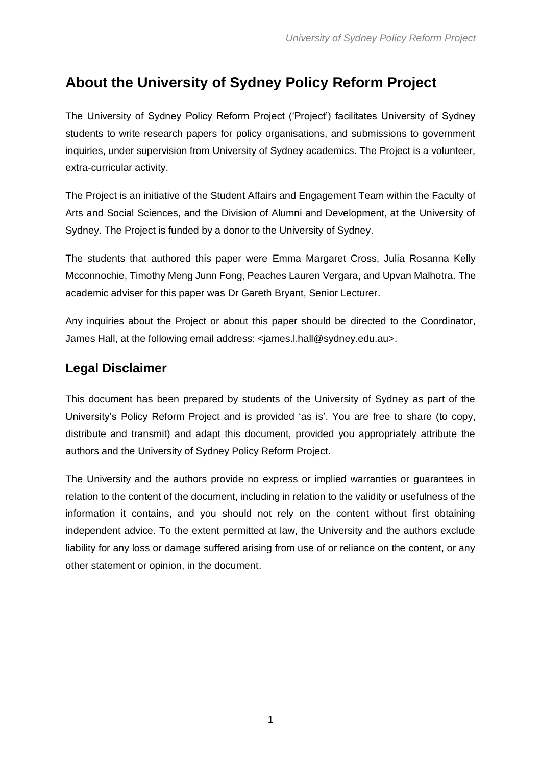# About the University of Sydney Policy Reform Project

The University of Sydney Policy Reform Project ('Project') facilitates University of Sydney students to write research papers for policy organisations, and submissions to government inquiries, under supervision from University of Sydney academics. The Project is a volunteer, extra-curricular activity.

The Project is an initiative of the Student Affairs and Engagement Team within the Faculty of Arts and Social Sciences, and the Division of Alumni and Development, at the University of Sydney. The Project is funded by a donor to the University of Sydney.

The students that authored this paper were Emma Margaret Cross, Julia Rosanna Kelly Mcconnochie, Timothy Meng Junn Fong, Peaches Lauren Vergara, and Upvan Malhotra. The academic adviser for this paper was Dr Gareth Bryant, Senior Lecturer.

Any inquiries about the Project or about this paper should be directed to the Coordinator, James Hall, at the following email address: <james.l.hall@sydney.edu.au>.

## Legal Disclaimer

This document has been prepared by students of the University of Sydney as part of the University's Policy Reform Project and is provided 'as is'. You are free to share (to copy, distribute and transmit) and adapt this document, provided you appropriately attribute the authors and the University of Sydney Policy Reform Project.

The University and the authors provide no express or implied warranties or guarantees in relation to the content of the document, including in relation to the validity or usefulness of the information it contains, and you should not rely on the content without first obtaining independent advice. To the extent permitted at law, the University and the authors exclude liability for any loss or damage suffered arising from use of or reliance on the content, or any other statement or opinion, in the document.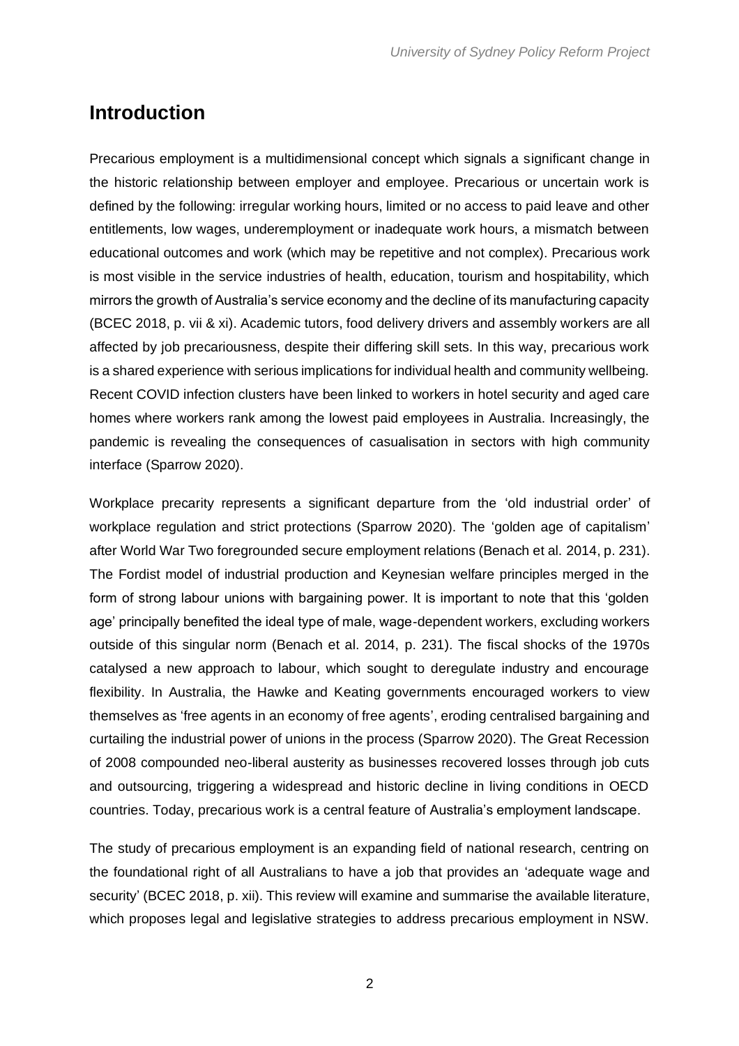## Introduction

Precarious employment is a multidimensional concept which signals a significant change in the historic relationship between employer and employee. Precarious or uncertain work is defined by the following: irregular working hours, limited or no access to paid leave and other entitlements, low wages, underemployment or inadequate work hours, a mismatch between educational outcomes and work (which may be repetitive and not complex). Precarious work is most visible in the service industries of health, education, tourism and hospitability, which mirrors the growth of Australia's service economy and the decline of its manufacturing capacity (BCEC 2018, p. vii & xi). Academic tutors, food delivery drivers and assembly workers are all affected by job precariousness, despite their differing skill sets. In this way, precarious work is a shared experience with serious implications for individual health and community wellbeing. Recent COVID infection clusters have been linked to workers in hotel security and aged care homes where workers rank among the lowest paid employees in Australia. Increasingly, the pandemic is revealing the consequences of casualisation in sectors with high community interface (Sparrow 2020).

Workplace precarity represents a significant departure from the 'old industrial order' of workplace regulation and strict protections (Sparrow 2020). The 'golden age of capitalism' after World War Two foregrounded secure employment relations (Benach et al. 2014, p. 231). The Fordist model of industrial production and Keynesian welfare principles merged in the form of strong labour unions with bargaining power. It is important to note that this 'golden age' principally benefited the ideal type of male, wage-dependent workers, excluding workers outside of this singular norm (Benach et al. 2014, p. 231). The fiscal shocks of the 1970s catalysed a new approach to labour, which sought to deregulate industry and encourage flexibility. In Australia, the Hawke and Keating governments encouraged workers to view themselves as 'free agents in an economy of free agents', eroding centralised bargaining and curtailing the industrial power of unions in the process (Sparrow 2020). The Great Recession of 2008 compounded neo-liberal austerity as businesses recovered losses through job cuts and outsourcing, triggering a widespread and historic decline in living conditions in OECD countries. Today, precarious work is a central feature of Australia's employment landscape.

The study of precarious employment is an expanding field of national research, centring on the foundational right of all Australians to have a job that provides an 'adequate wage and security' (BCEC 2018, p. xii). This review will examine and summarise the available literature, which proposes legal and legislative strategies to address precarious employment in NSW.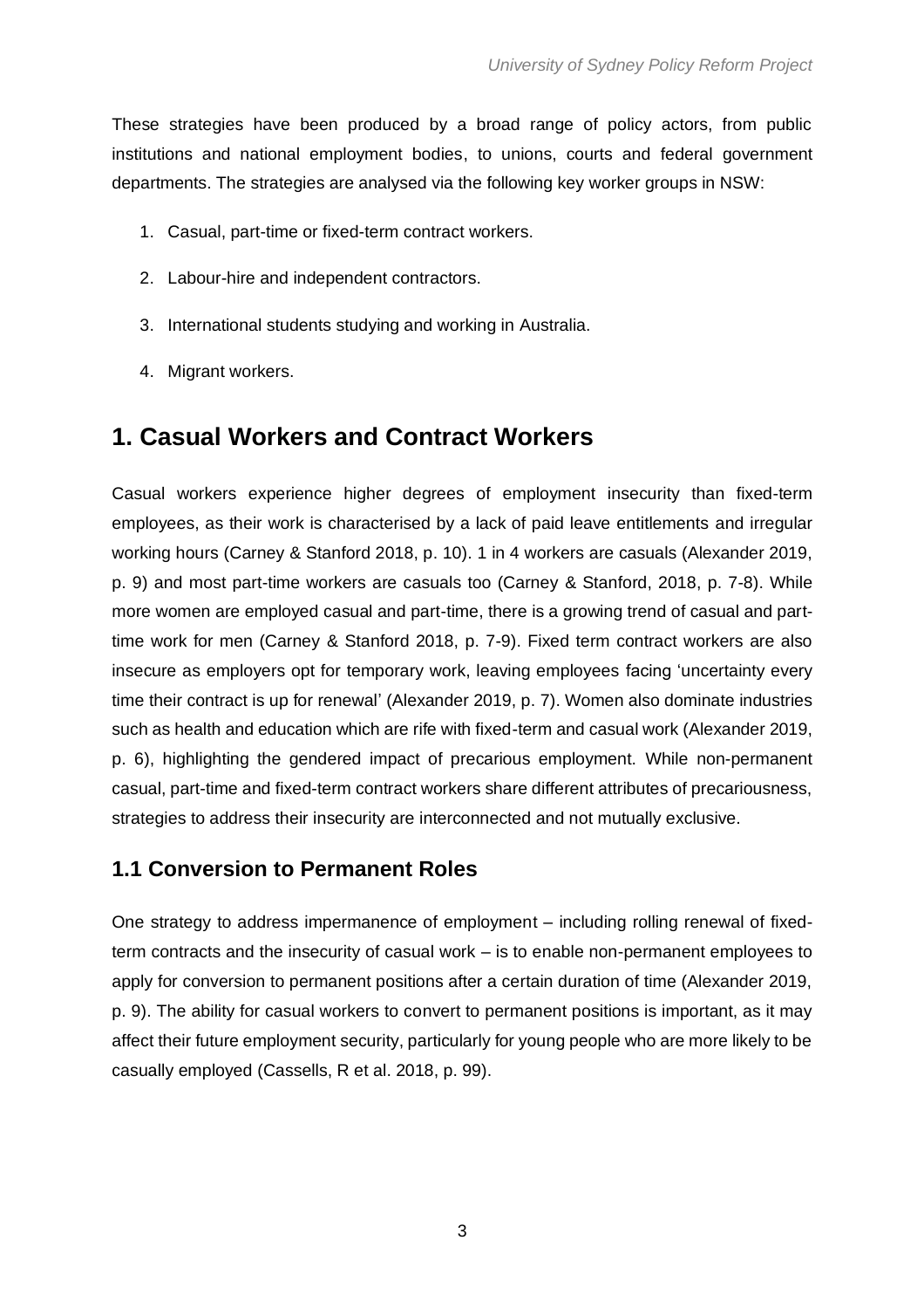These strategies have been produced by a broad range of policy actors, from public institutions and national employment bodies, to unions, courts and federal government departments. The strategies are analysed via the following key worker groups in NSW:

1. Casual, part-time or fixed-term contract workers.
2. Labour-hire and independent contractors.
3. International students studying and working in Australia.
4. Migrant workers.

# 1. Casual Workers and Contract Workers

Casual workers experience higher degrees of employment insecurity than fixed-term employees, as their work is characterised by a lack of paid leave entitlements and irregular working hours (Carney & Stanford 2018, p. 10). 1 in 4 workers are casuals (Alexander 2019, p. 9) and most part-time workers are casuals too (Carney & Stanford, 2018, p. 7-8). While more women are employed casual and part-time, there is a growing trend of casual and part-time work for men (Carney & Stanford 2018, p. 7-9). Fixed term contract workers are also insecure as employers opt for temporary work, leaving employees facing 'uncertainty every time their contract is up for renewal' (Alexander 2019, p. 7). Women also dominate industries such as health and education which are rife with fixed-term and casual work (Alexander 2019, p. 6), highlighting the gendered impact of precarious employment. While non-permanent casual, part-time and fixed-term contract workers share different attributes of precariousness, strategies to address their insecurity are interconnected and not mutually exclusive.

## 1.1 Conversion to Permanent Roles

One strategy to address impermanence of employment – including rolling renewal of fixed-term contracts and the insecurity of casual work – is to enable non-permanent employees to apply for conversion to permanent positions after a certain duration of time (Alexander 2019, p. 9). The ability for casual workers to convert to permanent positions is important, as it may affect their future employment security, particularly for young people who are more likely to be casually employed (Cassells, R et al. 2018, p. 99).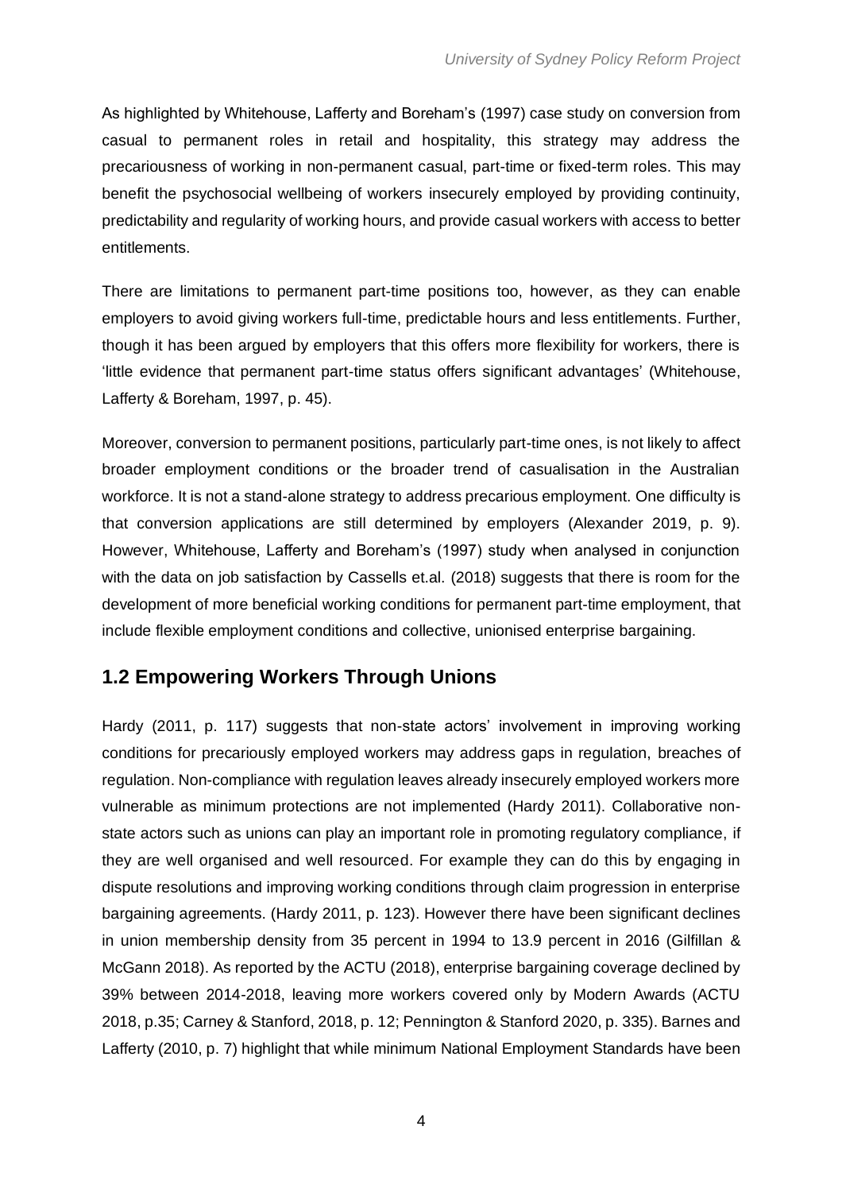As highlighted by Whitehouse, Lafferty and Boreham's (1997) case study on conversion from casual to permanent roles in retail and hospitality, this strategy may address the precariousness of working in non-permanent casual, part-time or fixed-term roles. This may benefit the psychosocial wellbeing of workers insecurely employed by providing continuity, predictability and regularity of working hours, and provide casual workers with access to better entitlements.

There are limitations to permanent part-time positions too, however, as they can enable employers to avoid giving workers full-time, predictable hours and less entitlements. Further, though it has been argued by employers that this offers more flexibility for workers, there is 'little evidence that permanent part-time status offers significant advantages' (Whitehouse, Lafferty & Boreham, 1997, p. 45).

Moreover, conversion to permanent positions, particularly part-time ones, is not likely to affect broader employment conditions or the broader trend of casualisation in the Australian workforce. It is not a stand-alone strategy to address precarious employment. One difficulty is that conversion applications are still determined by employers (Alexander 2019, p. 9). However, Whitehouse, Lafferty and Boreham's (1997) study when analysed in conjunction with the data on job satisfaction by Cassells et.al. (2018) suggests that there is room for the development of more beneficial working conditions for permanent part-time employment, that include flexible employment conditions and collective, unionised enterprise bargaining.

## 1.2 Empowering Workers Through Unions

Hardy (2011, p. 117) suggests that non-state actors' involvement in improving working conditions for precariously employed workers may address gaps in regulation, breaches of regulation. Non-compliance with regulation leaves already insecurely employed workers more vulnerable as minimum protections are not implemented (Hardy 2011). Collaborative non-state actors such as unions can play an important role in promoting regulatory compliance, if they are well organised and well resourced. For example they can do this by engaging in dispute resolutions and improving working conditions through claim progression in enterprise bargaining agreements. (Hardy 2011, p. 123). However there have been significant declines in union membership density from 35 percent in 1994 to 13.9 percent in 2016 (Gilfillan & McGann 2018). As reported by the ACTU (2018), enterprise bargaining coverage declined by 39% between 2014-2018, leaving more workers covered only by Modern Awards (ACTU 2018, p.35; Carney & Stanford, 2018, p. 12; Pennington & Stanford 2020, p. 335). Barnes and Lafferty (2010, p. 7) highlight that while minimum National Employment Standards have been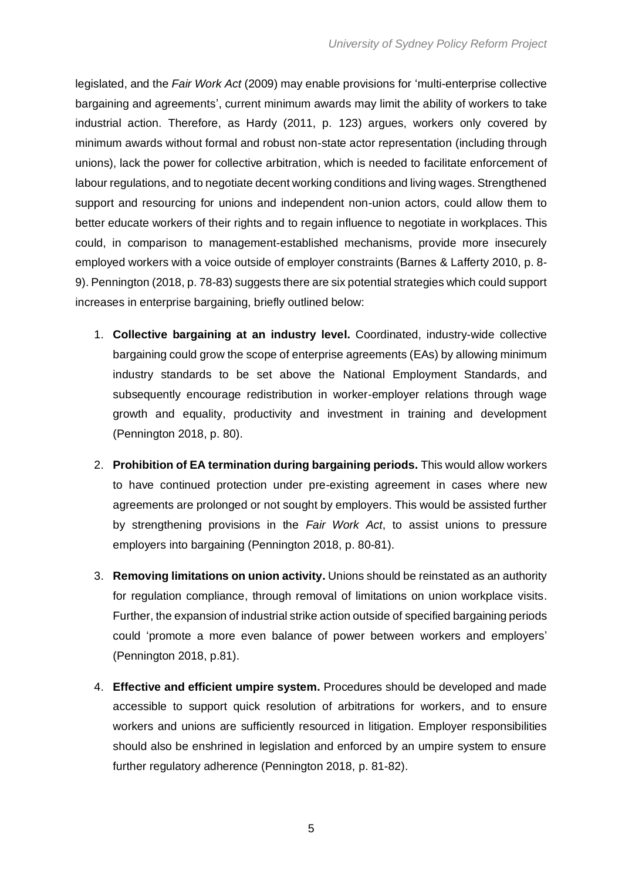legislated, and the *Fair Work Act* (2009) may enable provisions for 'multi-enterprise collective bargaining and agreements', current minimum awards may limit the ability of workers to take industrial action. Therefore, as Hardy (2011, p. 123) argues, workers only covered by minimum awards without formal and robust non-state actor representation (including through unions), lack the power for collective arbitration, which is needed to facilitate enforcement of labour regulations, and to negotiate decent working conditions and living wages. Strengthened support and resourcing for unions and independent non-union actors, could allow them to better educate workers of their rights and to regain influence to negotiate in workplaces. This could, in comparison to management-established mechanisms, provide more insecurely employed workers with a voice outside of employer constraints (Barnes & Lafferty 2010, p. 8-9). Pennington (2018, p. 78-83) suggests there are six potential strategies which could support increases in enterprise bargaining, briefly outlined below:

1. **Collective bargaining at an industry level.** Coordinated, industry-wide collective bargaining could grow the scope of enterprise agreements (EAs) by allowing minimum industry standards to be set above the National Employment Standards, and subsequently encourage redistribution in worker-employer relations through wage growth and equality, productivity and investment in training and development (Pennington 2018, p. 80).

2. **Prohibition of EA termination during bargaining periods.** This would allow workers to have continued protection under pre-existing agreement in cases where new agreements are prolonged or not sought by employers. This would be assisted further by strengthening provisions in the *Fair Work Act*, to assist unions to pressure employers into bargaining (Pennington 2018, p. 80-81).

3. **Removing limitations on union activity.** Unions should be reinstated as an authority for regulation compliance, through removal of limitations on union workplace visits. Further, the expansion of industrial strike action outside of specified bargaining periods could 'promote a more even balance of power between workers and employers' (Pennington 2018, p.81).

4. **Effective and efficient umpire system.** Procedures should be developed and made accessible to support quick resolution of arbitrations for workers, and to ensure workers and unions are sufficiently resourced in litigation. Employer responsibilities should also be enshrined in legislation and enforced by an umpire system to ensure further regulatory adherence (Pennington 2018, p. 81-82).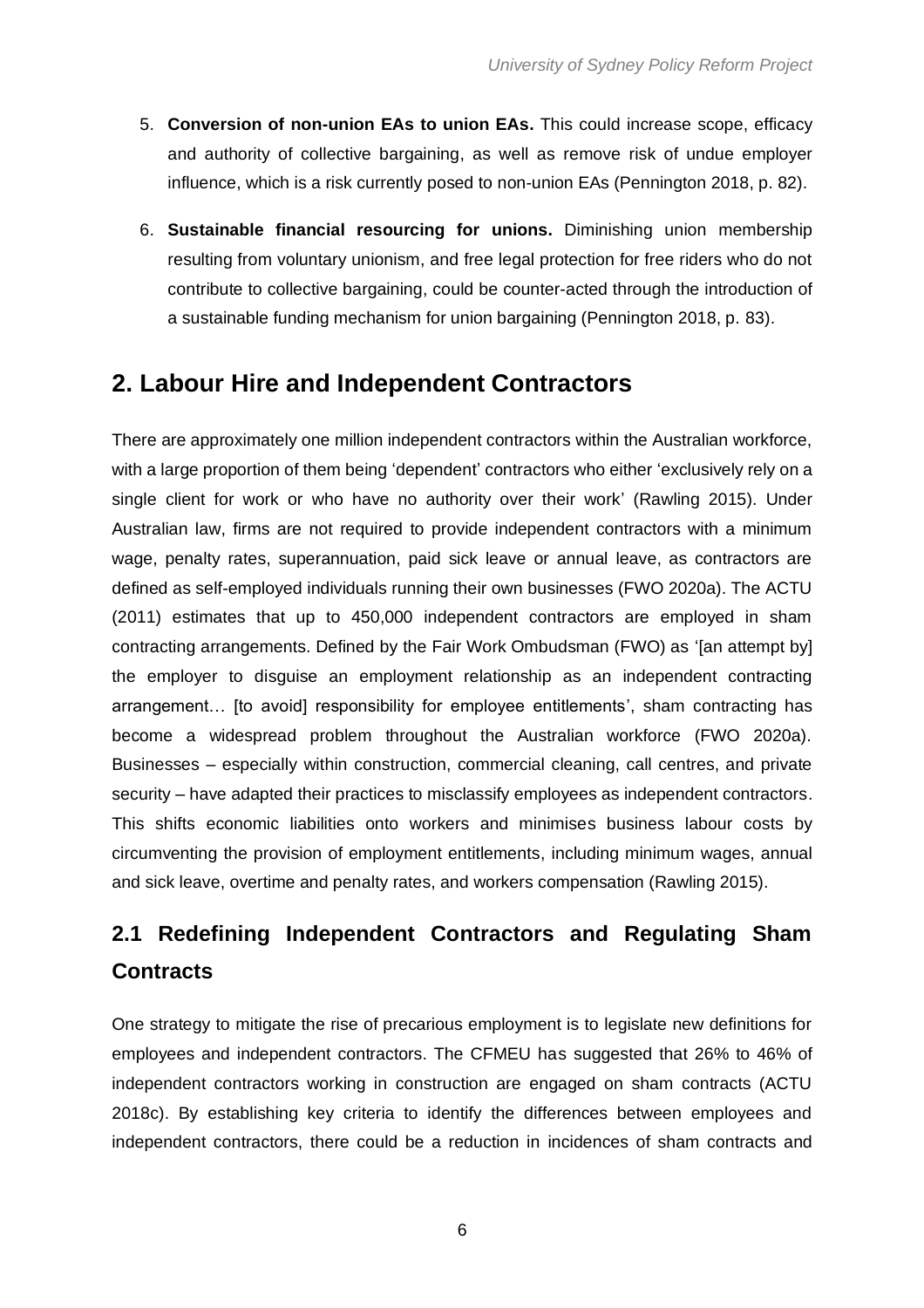5. **Conversion of non-union EAs to union EAs.** This could increase scope, efficacy and authority of collective bargaining, as well as remove risk of undue employer influence, which is a risk currently posed to non-union EAs (Pennington 2018, p. 82).

6. **Sustainable financial resourcing for unions.** Diminishing union membership resulting from voluntary unionism, and free legal protection for free riders who do not contribute to collective bargaining, could be counter-acted through the introduction of a sustainable funding mechanism for union bargaining (Pennington 2018, p. 83).

## 2. Labour Hire and Independent Contractors

There are approximately one million independent contractors within the Australian workforce, with a large proportion of them being 'dependent' contractors who either 'exclusively rely on a single client for work or who have no authority over their work' (Rawling 2015). Under Australian law, firms are not required to provide independent contractors with a minimum wage, penalty rates, superannuation, paid sick leave or annual leave, as contractors are defined as self-employed individuals running their own businesses (FWO 2020a). The ACTU (2011) estimates that up to 450,000 independent contractors are employed in sham contracting arrangements. Defined by the Fair Work Ombudsman (FWO) as '[an attempt by] the employer to disguise an employment relationship as an independent contracting arrangement… [to avoid] responsibility for employee entitlements', sham contracting has become a widespread problem throughout the Australian workforce (FWO 2020a). Businesses – especially within construction, commercial cleaning, call centres, and private security – have adapted their practices to misclassify employees as independent contractors. This shifts economic liabilities onto workers and minimises business labour costs by circumventing the provision of employment entitlements, including minimum wages, annual and sick leave, overtime and penalty rates, and workers compensation (Rawling 2015).

### 2.1 Redefining Independent Contractors and Regulating Sham Contracts

One strategy to mitigate the rise of precarious employment is to legislate new definitions for employees and independent contractors. The CFMEU has suggested that 26% to 46% of independent contractors working in construction are engaged on sham contracts (ACTU 2018c). By establishing key criteria to identify the differences between employees and independent contractors, there could be a reduction in incidences of sham contracts and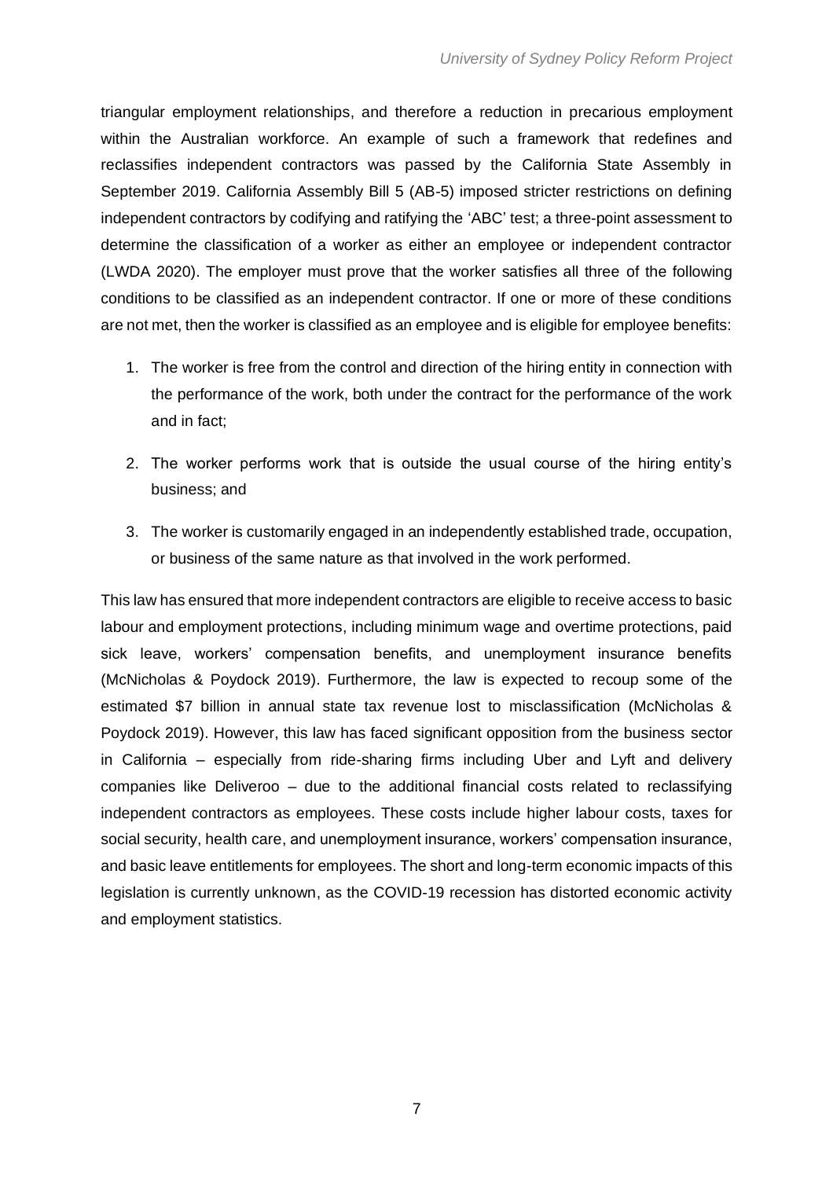triangular employment relationships, and therefore a reduction in precarious employment within the Australian workforce. An example of such a framework that redefines and reclassifies independent contractors was passed by the California State Assembly in September 2019. California Assembly Bill 5 (AB-5) imposed stricter restrictions on defining independent contractors by codifying and ratifying the 'ABC' test; a three-point assessment to determine the classification of a worker as either an employee or independent contractor (LWDA 2020). The employer must prove that the worker satisfies all three of the following conditions to be classified as an independent contractor. If one or more of these conditions are not met, then the worker is classified as an employee and is eligible for employee benefits:

1. The worker is free from the control and direction of the hiring entity in connection with the performance of the work, both under the contract for the performance of the work and in fact;
2. The worker performs work that is outside the usual course of the hiring entity's business; and
3. The worker is customarily engaged in an independently established trade, occupation, or business of the same nature as that involved in the work performed.

This law has ensured that more independent contractors are eligible to receive access to basic labour and employment protections, including minimum wage and overtime protections, paid sick leave, workers' compensation benefits, and unemployment insurance benefits (McNicholas & Poydock 2019). Furthermore, the law is expected to recoup some of the estimated $7 billion in annual state tax revenue lost to misclassification (McNicholas & Poydock 2019). However, this law has faced significant opposition from the business sector in California – especially from ride-sharing firms including Uber and Lyft and delivery companies like Deliveroo – due to the additional financial costs related to reclassifying independent contractors as employees. These costs include higher labour costs, taxes for social security, health care, and unemployment insurance, workers' compensation insurance, and basic leave entitlements for employees. The short and long-term economic impacts of this legislation is currently unknown, as the COVID-19 recession has distorted economic activity and employment statistics.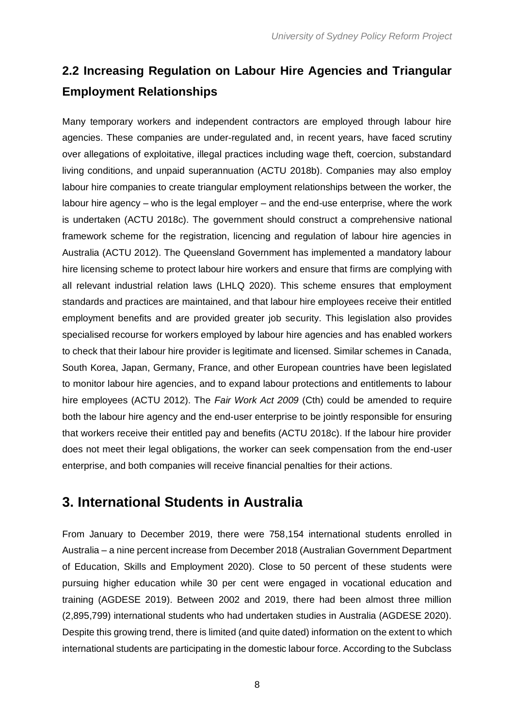## 2.2 Increasing Regulation on Labour Hire Agencies and Triangular Employment Relationships

Many temporary workers and independent contractors are employed through labour hire agencies. These companies are under-regulated and, in recent years, have faced scrutiny over allegations of exploitative, illegal practices including wage theft, coercion, substandard living conditions, and unpaid superannuation (ACTU 2018b). Companies may also employ labour hire companies to create triangular employment relationships between the worker, the labour hire agency – who is the legal employer – and the end-use enterprise, where the work is undertaken (ACTU 2018c). The government should construct a comprehensive national framework scheme for the registration, licencing and regulation of labour hire agencies in Australia (ACTU 2012). The Queensland Government has implemented a mandatory labour hire licensing scheme to protect labour hire workers and ensure that firms are complying with all relevant industrial relation laws (LHLQ 2020). This scheme ensures that employment standards and practices are maintained, and that labour hire employees receive their entitled employment benefits and are provided greater job security. This legislation also provides specialised recourse for workers employed by labour hire agencies and has enabled workers to check that their labour hire provider is legitimate and licensed. Similar schemes in Canada, South Korea, Japan, Germany, France, and other European countries have been legislated to monitor labour hire agencies, and to expand labour protections and entitlements to labour hire employees (ACTU 2012). The *Fair Work Act 2009* (Cth) could be amended to require both the labour hire agency and the end-user enterprise to be jointly responsible for ensuring that workers receive their entitled pay and benefits (ACTU 2018c). If the labour hire provider does not meet their legal obligations, the worker can seek compensation from the end-user enterprise, and both companies will receive financial penalties for their actions.

# 3. International Students in Australia

From January to December 2019, there were 758,154 international students enrolled in Australia – a nine percent increase from December 2018 (Australian Government Department of Education, Skills and Employment 2020). Close to 50 percent of these students were pursuing higher education while 30 per cent were engaged in vocational education and training (AGDESE 2019). Between 2002 and 2019, there had been almost three million (2,895,799) international students who had undertaken studies in Australia (AGDESE 2020). Despite this growing trend, there is limited (and quite dated) information on the extent to which international students are participating in the domestic labour force. According to the Subclass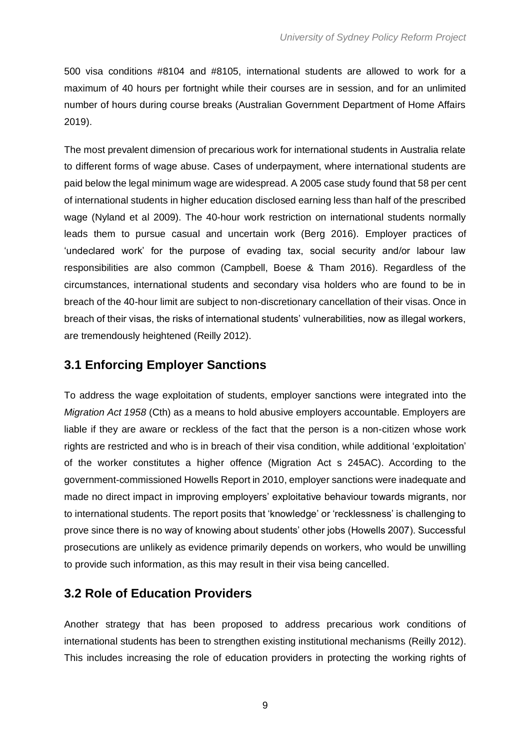500 visa conditions #8104 and #8105, international students are allowed to work for a maximum of 40 hours per fortnight while their courses are in session, and for an unlimited number of hours during course breaks (Australian Government Department of Home Affairs 2019).

The most prevalent dimension of precarious work for international students in Australia relate to different forms of wage abuse. Cases of underpayment, where international students are paid below the legal minimum wage are widespread. A 2005 case study found that 58 per cent of international students in higher education disclosed earning less than half of the prescribed wage (Nyland et al 2009). The 40-hour work restriction on international students normally leads them to pursue casual and uncertain work (Berg 2016). Employer practices of 'undeclared work' for the purpose of evading tax, social security and/or labour law responsibilities are also common (Campbell, Boese & Tham 2016). Regardless of the circumstances, international students and secondary visa holders who are found to be in breach of the 40-hour limit are subject to non-discretionary cancellation of their visas. Once in breach of their visas, the risks of international students' vulnerabilities, now as illegal workers, are tremendously heightened (Reilly 2012).

## 3.1 Enforcing Employer Sanctions

To address the wage exploitation of students, employer sanctions were integrated into the *Migration Act 1958* (Cth) as a means to hold abusive employers accountable. Employers are liable if they are aware or reckless of the fact that the person is a non-citizen whose work rights are restricted and who is in breach of their visa condition, while additional 'exploitation' of the worker constitutes a higher offence (Migration Act s 245AC). According to the government-commissioned Howells Report in 2010, employer sanctions were inadequate and made no direct impact in improving employers' exploitative behaviour towards migrants, nor to international students. The report posits that 'knowledge' or 'recklessness' is challenging to prove since there is no way of knowing about students' other jobs (Howells 2007). Successful prosecutions are unlikely as evidence primarily depends on workers, who would be unwilling to provide such information, as this may result in their visa being cancelled.

## 3.2 Role of Education Providers

Another strategy that has been proposed to address precarious work conditions of international students has been to strengthen existing institutional mechanisms (Reilly 2012). This includes increasing the role of education providers in protecting the working rights of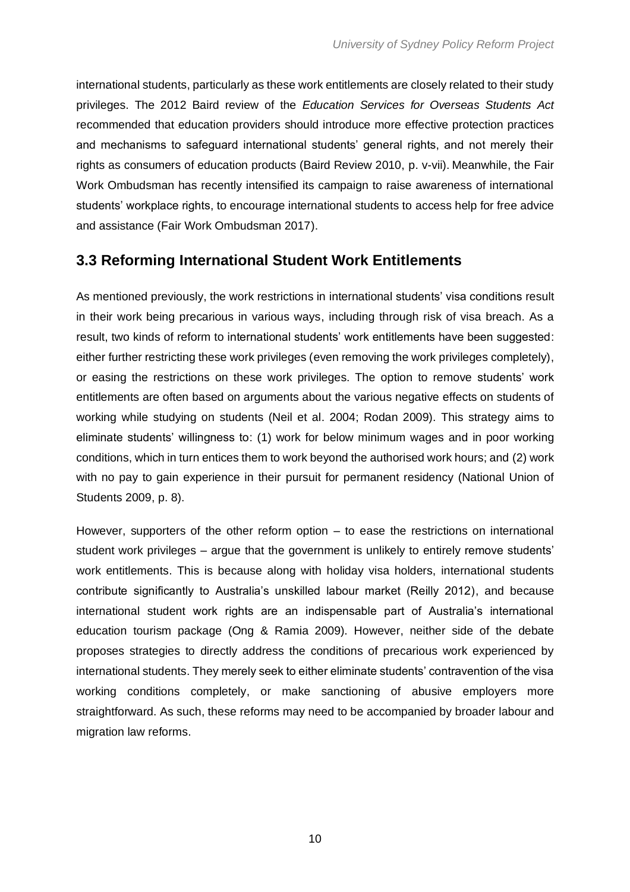international students, particularly as these work entitlements are closely related to their study privileges. The 2012 Baird review of the *Education Services for Overseas Students Act* recommended that education providers should introduce more effective protection practices and mechanisms to safeguard international students' general rights, and not merely their rights as consumers of education products (Baird Review 2010, p. v-vii). Meanwhile, the Fair Work Ombudsman has recently intensified its campaign to raise awareness of international students' workplace rights, to encourage international students to access help for free advice and assistance (Fair Work Ombudsman 2017).

## 3.3 Reforming International Student Work Entitlements

As mentioned previously, the work restrictions in international students' visa conditions result in their work being precarious in various ways, including through risk of visa breach. As a result, two kinds of reform to international students' work entitlements have been suggested: either further restricting these work privileges (even removing the work privileges completely), or easing the restrictions on these work privileges. The option to remove students' work entitlements are often based on arguments about the various negative effects on students of working while studying on students (Neil et al. 2004; Rodan 2009). This strategy aims to eliminate students' willingness to: (1) work for below minimum wages and in poor working conditions, which in turn entices them to work beyond the authorised work hours; and (2) work with no pay to gain experience in their pursuit for permanent residency (National Union of Students 2009, p. 8).

However, supporters of the other reform option – to ease the restrictions on international student work privileges – argue that the government is unlikely to entirely remove students' work entitlements. This is because along with holiday visa holders, international students contribute significantly to Australia's unskilled labour market (Reilly 2012), and because international student work rights are an indispensable part of Australia's international education tourism package (Ong & Ramia 2009). However, neither side of the debate proposes strategies to directly address the conditions of precarious work experienced by international students. They merely seek to either eliminate students' contravention of the visa working conditions completely, or make sanctioning of abusive employers more straightforward. As such, these reforms may need to be accompanied by broader labour and migration law reforms.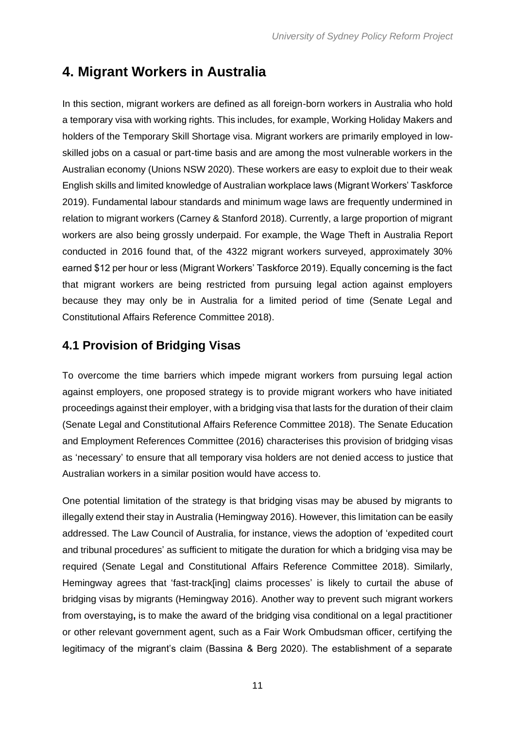# 4. Migrant Workers in Australia

In this section, migrant workers are defined as all foreign-born workers in Australia who hold a temporary visa with working rights. This includes, for example, Working Holiday Makers and holders of the Temporary Skill Shortage visa. Migrant workers are primarily employed in low-skilled jobs on a casual or part-time basis and are among the most vulnerable workers in the Australian economy (Unions NSW 2020). These workers are easy to exploit due to their weak English skills and limited knowledge of Australian workplace laws (Migrant Workers' Taskforce 2019). Fundamental labour standards and minimum wage laws are frequently undermined in relation to migrant workers (Carney & Stanford 2018). Currently, a large proportion of migrant workers are also being grossly underpaid. For example, the Wage Theft in Australia Report conducted in 2016 found that, of the 4322 migrant workers surveyed, approximately 30% earned $12 per hour or less (Migrant Workers' Taskforce 2019). Equally concerning is the fact that migrant workers are being restricted from pursuing legal action against employers because they may only be in Australia for a limited period of time (Senate Legal and Constitutional Affairs Reference Committee 2018).

## 4.1 Provision of Bridging Visas

To overcome the time barriers which impede migrant workers from pursuing legal action against employers, one proposed strategy is to provide migrant workers who have initiated proceedings against their employer, with a bridging visa that lasts for the duration of their claim (Senate Legal and Constitutional Affairs Reference Committee 2018). The Senate Education and Employment References Committee (2016) characterises this provision of bridging visas as 'necessary' to ensure that all temporary visa holders are not denied access to justice that Australian workers in a similar position would have access to.

One potential limitation of the strategy is that bridging visas may be abused by migrants to illegally extend their stay in Australia (Hemingway 2016). However, this limitation can be easily addressed. The Law Council of Australia, for instance, views the adoption of 'expedited court and tribunal procedures' as sufficient to mitigate the duration for which a bridging visa may be required (Senate Legal and Constitutional Affairs Reference Committee 2018). Similarly, Hemingway agrees that 'fast-track[ing] claims processes' is likely to curtail the abuse of bridging visas by migrants (Hemingway 2016). Another way to prevent such migrant workers from overstaying**,** is to make the award of the bridging visa conditional on a legal practitioner or other relevant government agent, such as a Fair Work Ombudsman officer, certifying the legitimacy of the migrant's claim (Bassina & Berg 2020). The establishment of a separate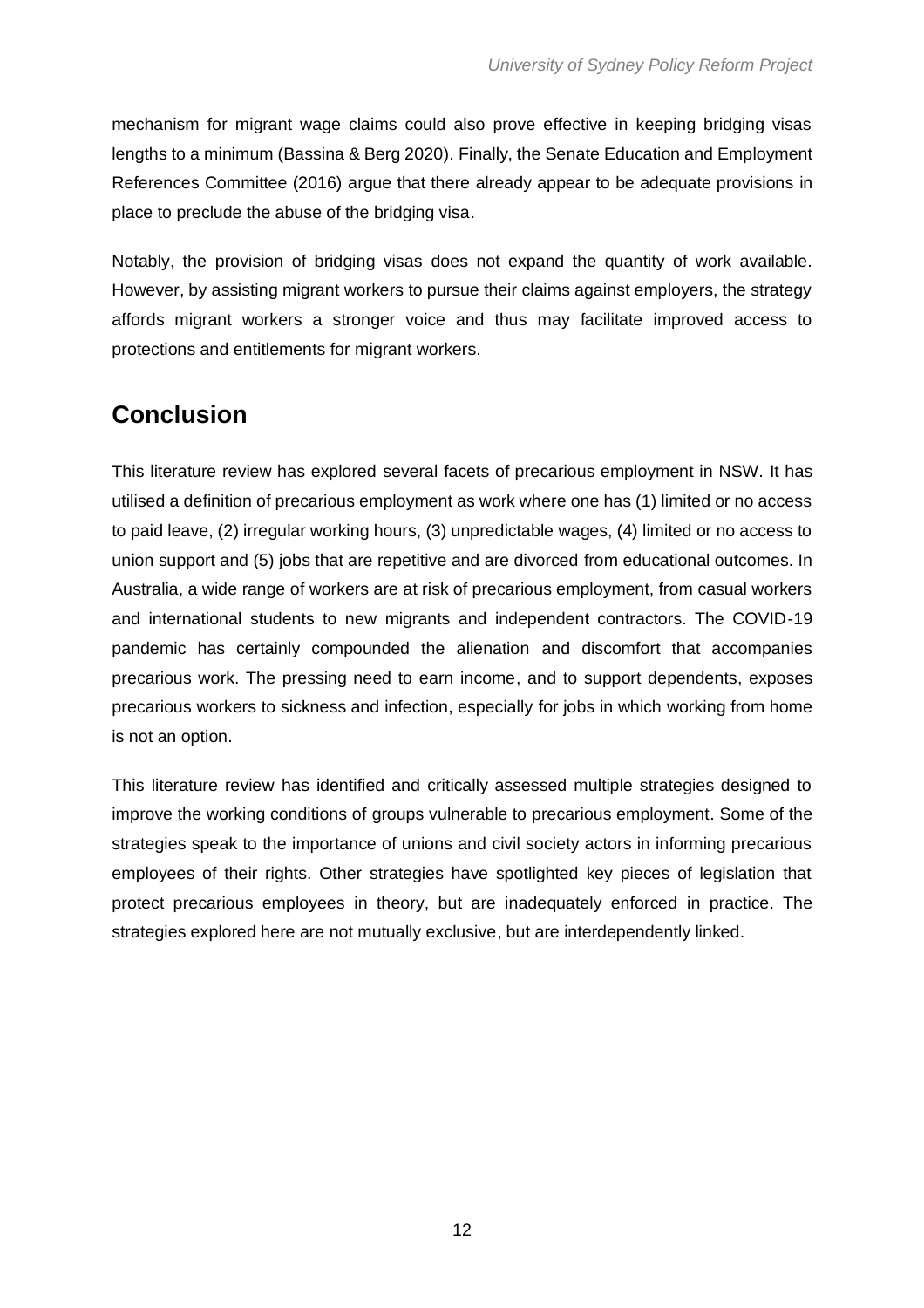mechanism for migrant wage claims could also prove effective in keeping bridging visas lengths to a minimum (Bassina & Berg 2020). Finally, the Senate Education and Employment References Committee (2016) argue that there already appear to be adequate provisions in place to preclude the abuse of the bridging visa.

Notably, the provision of bridging visas does not expand the quantity of work available. However, by assisting migrant workers to pursue their claims against employers, the strategy affords migrant workers a stronger voice and thus may facilitate improved access to protections and entitlements for migrant workers.

## Conclusion

This literature review has explored several facets of precarious employment in NSW. It has utilised a definition of precarious employment as work where one has (1) limited or no access to paid leave, (2) irregular working hours, (3) unpredictable wages, (4) limited or no access to union support and (5) jobs that are repetitive and are divorced from educational outcomes. In Australia, a wide range of workers are at risk of precarious employment, from casual workers and international students to new migrants and independent contractors. The COVID-19 pandemic has certainly compounded the alienation and discomfort that accompanies precarious work. The pressing need to earn income, and to support dependents, exposes precarious workers to sickness and infection, especially for jobs in which working from home is not an option.

This literature review has identified and critically assessed multiple strategies designed to improve the working conditions of groups vulnerable to precarious employment. Some of the strategies speak to the importance of unions and civil society actors in informing precarious employees of their rights. Other strategies have spotlighted key pieces of legislation that protect precarious employees in theory, but are inadequately enforced in practice. The strategies explored here are not mutually exclusive, but are interdependently linked.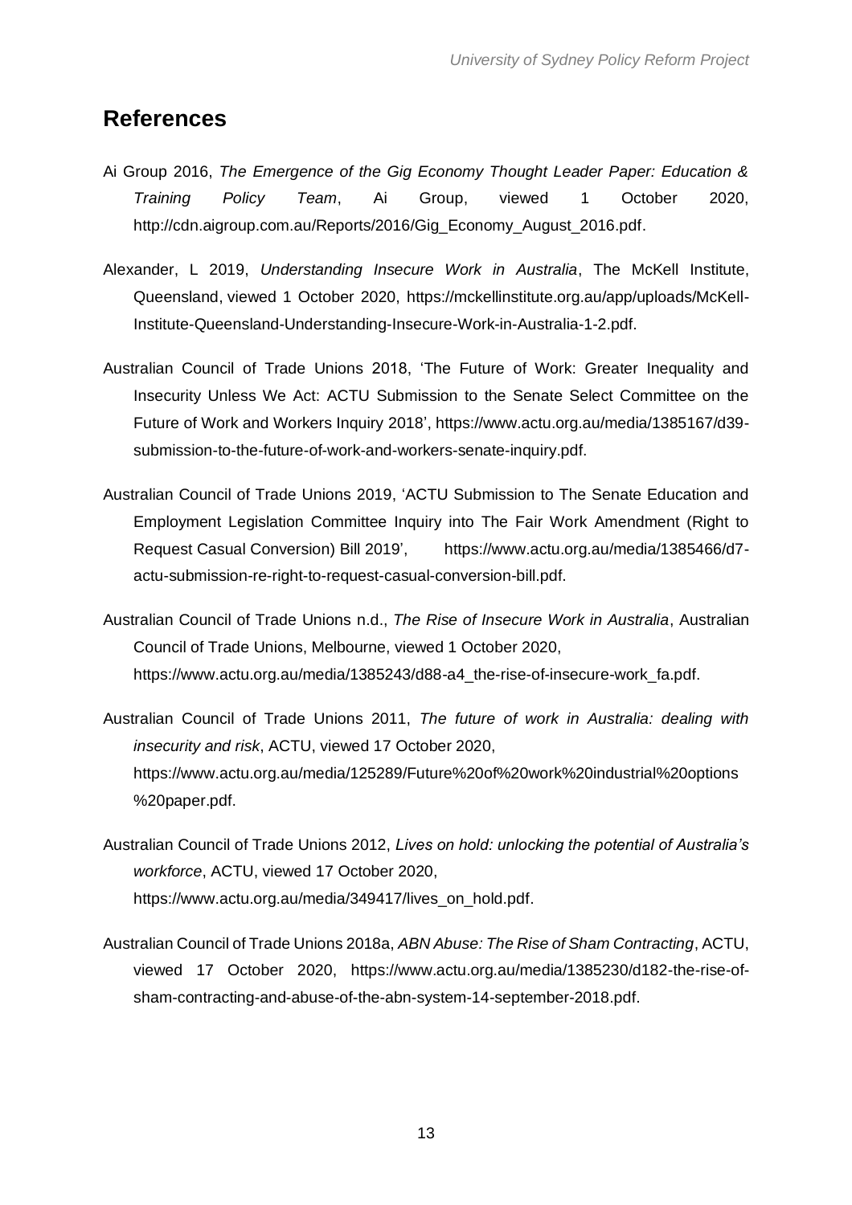# References

Ai Group 2016, *The Emergence of the Gig Economy Thought Leader Paper: Education & Training Policy Team*, Ai Group, viewed 1 October 2020, http://cdn.aigroup.com.au/Reports/2016/Gig_Economy_August_2016.pdf.

Alexander, L 2019, *Understanding Insecure Work in Australia*, The McKell Institute, Queensland, viewed 1 October 2020, https://mckellinstitute.org.au/app/uploads/McKell-Institute-Queensland-Understanding-Insecure-Work-in-Australia-1-2.pdf.

Australian Council of Trade Unions 2018, 'The Future of Work: Greater Inequality and Insecurity Unless We Act: ACTU Submission to the Senate Select Committee on the Future of Work and Workers Inquiry 2018', https://www.actu.org.au/media/1385167/d39-submission-to-the-future-of-work-and-workers-senate-inquiry.pdf.

Australian Council of Trade Unions 2019, 'ACTU Submission to The Senate Education and Employment Legislation Committee Inquiry into The Fair Work Amendment (Right to Request Casual Conversion) Bill 2019', https://www.actu.org.au/media/1385466/d7-actu-submission-re-right-to-request-casual-conversion-bill.pdf.

Australian Council of Trade Unions n.d., *The Rise of Insecure Work in Australia*, Australian Council of Trade Unions, Melbourne, viewed 1 October 2020, https://www.actu.org.au/media/1385243/d88-a4_the-rise-of-insecure-work_fa.pdf.

Australian Council of Trade Unions 2011, *The future of work in Australia: dealing with insecurity and risk*, ACTU, viewed 17 October 2020, https://www.actu.org.au/media/125289/Future%20of%20work%20industrial%20options%20paper.pdf.

Australian Council of Trade Unions 2012, *Lives on hold: unlocking the potential of Australia's workforce*, ACTU, viewed 17 October 2020, https://www.actu.org.au/media/349417/lives_on_hold.pdf.

Australian Council of Trade Unions 2018a, *ABN Abuse: The Rise of Sham Contracting*, ACTU, viewed 17 October 2020, https://www.actu.org.au/media/1385230/d182-the-rise-of-sham-contracting-and-abuse-of-the-abn-system-14-september-2018.pdf.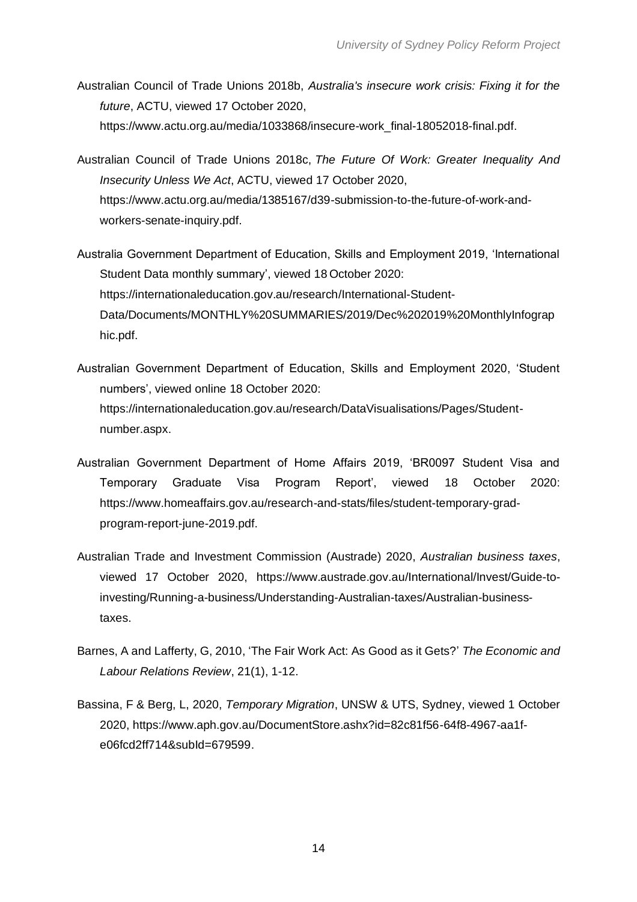Australian Council of Trade Unions 2018b, *Australia's insecure work crisis: Fixing it for the future*, ACTU, viewed 17 October 2020, https://www.actu.org.au/media/1033868/insecure-work_final-18052018-final.pdf.

Australian Council of Trade Unions 2018c, *The Future Of Work: Greater Inequality And Insecurity Unless We Act*, ACTU, viewed 17 October 2020, https://www.actu.org.au/media/1385167/d39-submission-to-the-future-of-work-and-workers-senate-inquiry.pdf.

Australia Government Department of Education, Skills and Employment 2019, 'International Student Data monthly summary', viewed 18 October 2020: https://internationaleducation.gov.au/research/International-Student-Data/Documents/MONTHLY%20SUMMARIES/2019/Dec%202019%20MonthlyInfographic.pdf.

Australian Government Department of Education, Skills and Employment 2020, 'Student numbers', viewed online 18 October 2020: https://internationaleducation.gov.au/research/DataVisualisations/Pages/Student-number.aspx.

Australian Government Department of Home Affairs 2019, 'BR0097 Student Visa and Temporary Graduate Visa Program Report', viewed 18 October 2020: https://www.homeaffairs.gov.au/research-and-stats/files/student-temporary-grad-program-report-june-2019.pdf.

Australian Trade and Investment Commission (Austrade) 2020, *Australian business taxes*, viewed 17 October 2020, https://www.austrade.gov.au/International/Invest/Guide-to-investing/Running-a-business/Understanding-Australian-taxes/Australian-business-taxes.

Barnes, A and Lafferty, G, 2010, 'The Fair Work Act: As Good as it Gets?' *The Economic and Labour Relations Review*, 21(1), 1-12.

Bassina, F & Berg, L, 2020, *Temporary Migration*, UNSW & UTS, Sydney, viewed 1 October 2020, https://www.aph.gov.au/DocumentStore.ashx?id=82c81f56-64f8-4967-aa1f-e06fcd2ff714&subId=679599.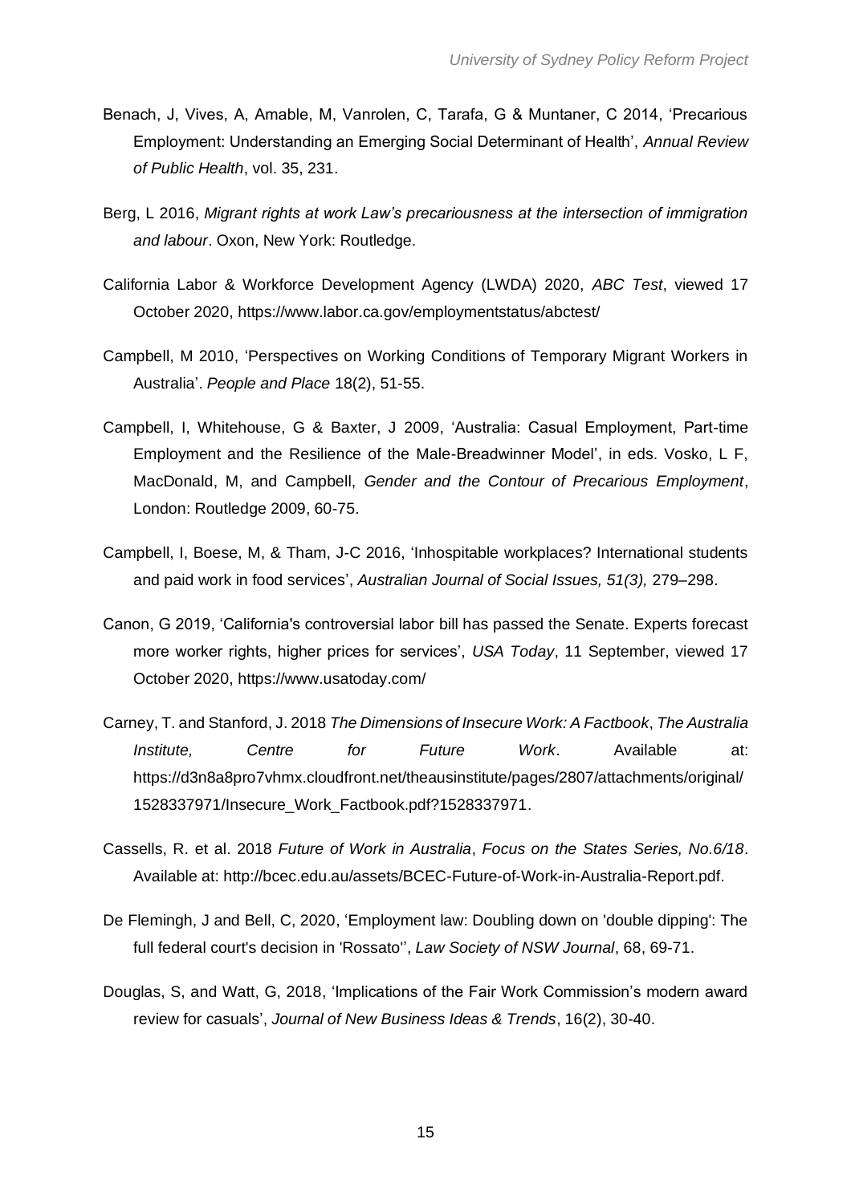Benach, J, Vives, A, Amable, M, Vanrolen, C, Tarafa, G & Muntaner, C 2014, 'Precarious Employment: Understanding an Emerging Social Determinant of Health', *Annual Review of Public Health*, vol. 35, 231.

Berg, L 2016, *Migrant rights at work Law's precariousness at the intersection of immigration and labour*. Oxon, New York: Routledge.

California Labor & Workforce Development Agency (LWDA) 2020, *ABC Test*, viewed 17 October 2020, https://www.labor.ca.gov/employmentstatus/abctest/

Campbell, M 2010, 'Perspectives on Working Conditions of Temporary Migrant Workers in Australia'. *People and Place* 18(2), 51-55.

Campbell, I, Whitehouse, G & Baxter, J 2009, 'Australia: Casual Employment, Part-time Employment and the Resilience of the Male-Breadwinner Model', in eds. Vosko, L F, MacDonald, M, and Campbell, *Gender and the Contour of Precarious Employment*, London: Routledge 2009, 60-75.

Campbell, I, Boese, M, & Tham, J-C 2016, 'Inhospitable workplaces? International students and paid work in food services', *Australian Journal of Social Issues, 51(3),* 279–298.

Canon, G 2019, 'California's controversial labor bill has passed the Senate. Experts forecast more worker rights, higher prices for services', *USA Today*, 11 September, viewed 17 October 2020, https://www.usatoday.com/

Carney, T. and Stanford, J. 2018 *The Dimensions of Insecure Work: A Factbook*, *The Australia Institute, Centre for Future Work*. Available at: https://d3n8a8pro7vhmx.cloudfront.net/theausinstitute/pages/2807/attachments/original/1528337971/Insecure_Work_Factbook.pdf?1528337971.

Cassells, R. et al. 2018 *Future of Work in Australia*, *Focus on the States Series, No.6/18*. Available at: http://bcec.edu.au/assets/BCEC-Future-of-Work-in-Australia-Report.pdf.

De Flemingh, J and Bell, C, 2020, 'Employment law: Doubling down on 'double dipping': The full federal court's decision in 'Rossato'', *Law Society of NSW Journal*, 68, 69-71.

Douglas, S, and Watt, G, 2018, 'Implications of the Fair Work Commission's modern award review for casuals', *Journal of New Business Ideas & Trends*, 16(2), 30-40.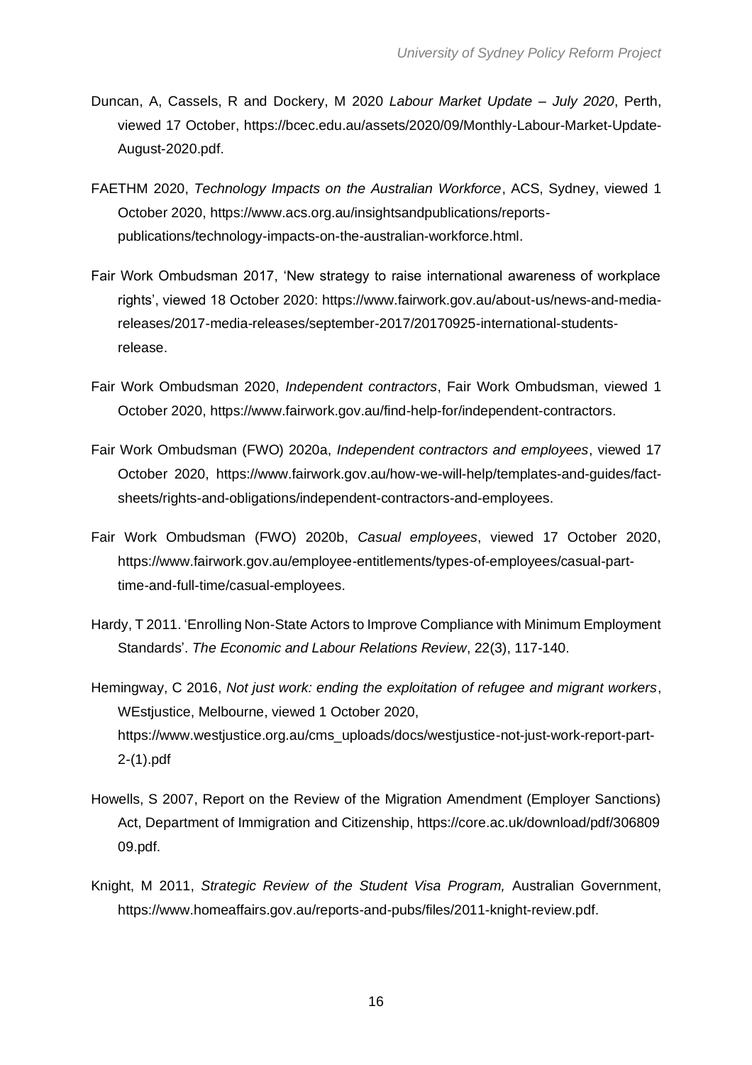Duncan, A, Cassels, R and Dockery, M 2020 *Labour Market Update – July 2020*, Perth, viewed 17 October, https://bcec.edu.au/assets/2020/09/Monthly-Labour-Market-Update-August-2020.pdf.

FAETHM 2020, *Technology Impacts on the Australian Workforce*, ACS, Sydney, viewed 1 October 2020, https://www.acs.org.au/insightsandpublications/reports-publications/technology-impacts-on-the-australian-workforce.html.

Fair Work Ombudsman 2017, 'New strategy to raise international awareness of workplace rights', viewed 18 October 2020: https://www.fairwork.gov.au/about-us/news-and-media-releases/2017-media-releases/september-2017/20170925-international-students-release.

Fair Work Ombudsman 2020, *Independent contractors*, Fair Work Ombudsman, viewed 1 October 2020, https://www.fairwork.gov.au/find-help-for/independent-contractors.

Fair Work Ombudsman (FWO) 2020a, *Independent contractors and employees*, viewed 17 October 2020, https://www.fairwork.gov.au/how-we-will-help/templates-and-guides/fact-sheets/rights-and-obligations/independent-contractors-and-employees.

Fair Work Ombudsman (FWO) 2020b, *Casual employees*, viewed 17 October 2020, https://www.fairwork.gov.au/employee-entitlements/types-of-employees/casual-part-time-and-full-time/casual-employees.

Hardy, T 2011. 'Enrolling Non-State Actors to Improve Compliance with Minimum Employment Standards'. *The Economic and Labour Relations Review*, 22(3), 117-140.

Hemingway, C 2016, *Not just work: ending the exploitation of refugee and migrant workers*, WEstjustice, Melbourne, viewed 1 October 2020, https://www.westjustice.org.au/cms_uploads/docs/westjustice-not-just-work-report-part-2-(1).pdf

Howells, S 2007, Report on the Review of the Migration Amendment (Employer Sanctions) Act, Department of Immigration and Citizenship, https://core.ac.uk/download/pdf/30680909.pdf.

Knight, M 2011, *Strategic Review of the Student Visa Program,* Australian Government, https://www.homeaffairs.gov.au/reports-and-pubs/files/2011-knight-review.pdf.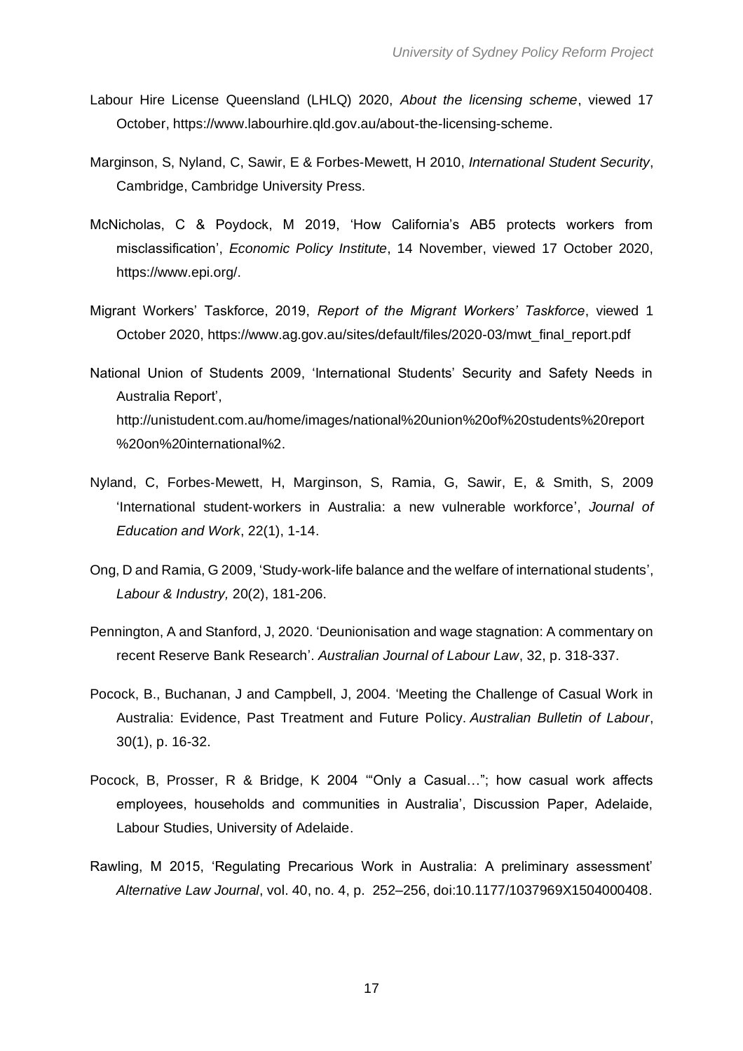Labour Hire License Queensland (LHLQ) 2020, *About the licensing scheme*, viewed 17 October, https://www.labourhire.qld.gov.au/about-the-licensing-scheme.

Marginson, S, Nyland, C, Sawir, E & Forbes-Mewett, H 2010, *International Student Security*, Cambridge, Cambridge University Press.

McNicholas, C & Poydock, M 2019, 'How California's AB5 protects workers from misclassification', *Economic Policy Institute*, 14 November, viewed 17 October 2020, https://www.epi.org/.

Migrant Workers' Taskforce, 2019, *Report of the Migrant Workers' Taskforce*, viewed 1 October 2020, https://www.ag.gov.au/sites/default/files/2020-03/mwt_final_report.pdf

National Union of Students 2009, 'International Students' Security and Safety Needs in Australia Report', http://unistudent.com.au/home/images/national%20union%20of%20students%20report%20on%20international%2.

Nyland, C, Forbes-Mewett, H, Marginson, S, Ramia, G, Sawir, E, & Smith, S, 2009 'International student-workers in Australia: a new vulnerable workforce', *Journal of Education and Work*, 22(1), 1-14.

Ong, D and Ramia, G 2009, 'Study-work-life balance and the welfare of international students', *Labour & Industry,* 20(2), 181-206.

Pennington, A and Stanford, J, 2020. 'Deunionisation and wage stagnation: A commentary on recent Reserve Bank Research'. *Australian Journal of Labour Law*, 32, p. 318-337.

Pocock, B., Buchanan, J and Campbell, J, 2004. 'Meeting the Challenge of Casual Work in Australia: Evidence, Past Treatment and Future Policy. *Australian Bulletin of Labour*, 30(1), p. 16-32.

Pocock, B, Prosser, R & Bridge, K 2004 '"Only a Casual…"; how casual work affects employees, households and communities in Australia', Discussion Paper, Adelaide, Labour Studies, University of Adelaide.

Rawling, M 2015, 'Regulating Precarious Work in Australia: A preliminary assessment' *Alternative Law Journal*, vol. 40, no. 4, p. 252–256, doi:10.1177/1037969X1504000408.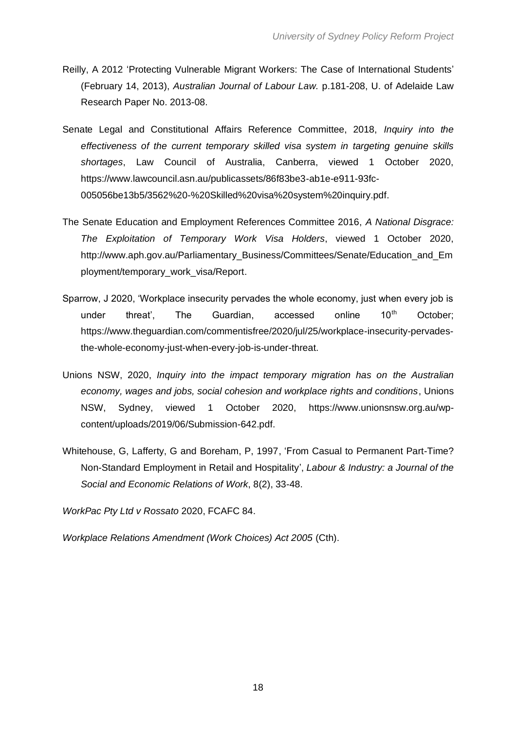Reilly, A 2012 'Protecting Vulnerable Migrant Workers: The Case of International Students' (February 14, 2013), *Australian Journal of Labour Law.* p.181-208, U. of Adelaide Law Research Paper No. 2013-08.

Senate Legal and Constitutional Affairs Reference Committee, 2018, *Inquiry into the effectiveness of the current temporary skilled visa system in targeting genuine skills shortages*, Law Council of Australia, Canberra, viewed 1 October 2020, https://www.lawcouncil.asn.au/publicassets/86f83be3-ab1e-e911-93fc-005056be13b5/3562%20-%20Skilled%20visa%20system%20inquiry.pdf.

The Senate Education and Employment References Committee 2016, *A National Disgrace: The Exploitation of Temporary Work Visa Holders*, viewed 1 October 2020, http://www.aph.gov.au/Parliamentary_Business/Committees/Senate/Education_and_Employment/temporary_work_visa/Report.

Sparrow, J 2020, 'Workplace insecurity pervades the whole economy, just when every job is under threat', The Guardian, accessed online 10th October; https://www.theguardian.com/commentisfree/2020/jul/25/workplace-insecurity-pervades-the-whole-economy-just-when-every-job-is-under-threat.

Unions NSW, 2020, *Inquiry into the impact temporary migration has on the Australian economy, wages and jobs, social cohesion and workplace rights and conditions*, Unions NSW, Sydney, viewed 1 October 2020, https://www.unionsnsw.org.au/wp-content/uploads/2019/06/Submission-642.pdf.

Whitehouse, G, Lafferty, G and Boreham, P, 1997, 'From Casual to Permanent Part-Time? Non-Standard Employment in Retail and Hospitality', *Labour & Industry: a Journal of the Social and Economic Relations of Work*, 8(2), 33-48.

*WorkPac Pty Ltd v Rossato* 2020, FCAFC 84.

*Workplace Relations Amendment (Work Choices) Act 2005* (Cth).